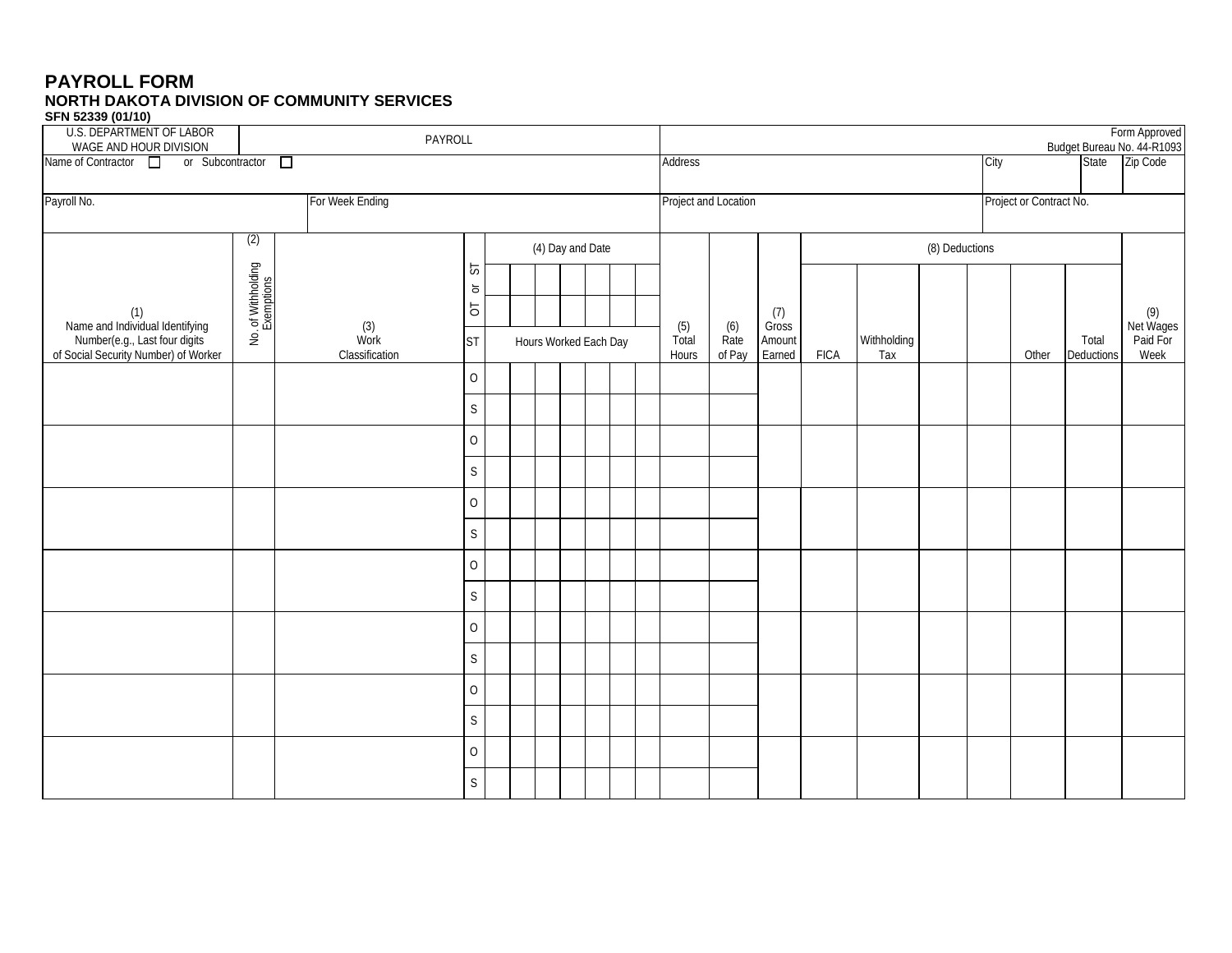# PAYROLL FORM

**NORTH DAKOTA DIVISION OF COMMUNITY SERVICES**

**SFN 52339 (01/10)**

| U.S. DEPARTMENT OF LABOR WAGE AND HOUR DIVISION | PAYROLL | Form Approved Budget Bureau No. 44-R1093 |
|---|---|---|

| Name of Contractor ☐ or Subcontractor ☐ | Address | City | State | Zip Code |
|---|---|---|---|---|
| | | | | |

| Payroll No. | For Week Ending | Project and Location | Project or Contract No. |
|---|---|---|---|
| | | | |

| (1) Name and Individual Identifying Number(e.g., Last four digits of Social Security Number) of Worker | (2) No. of Withholding Exemptions | (3) Work Classification | OT or ST | (4) Day and Date | | | | | | | (5) Total Hours | (6) Rate of Pay | (7) Gross Amount Earned | (8) Deductions | | | | | | (9) Net Wages Paid For Week |
|---|---|---|---|---|---|---|---|---|---|---|---|---|---|---|---|---|---|---|---|---|
| | | | ST | Hours Worked Each Day | | | | | | | | | | FICA | Withholding Tax | | | Other | Total Deductions | |
| | | | O | | | | | | | | | | | | | | | | | |
| | | | S | | | | | | | | | | | | | | | | | |
| | | | O | | | | | | | | | | | | | | | | | |
| | | | S | | | | | | | | | | | | | | | | | |
| | | | O | | | | | | | | | | | | | | | | | |
| | | | S | | | | | | | | | | | | | | | | | |
| | | | O | | | | | | | | | | | | | | | | | |
| | | | S | | | | | | | | | | | | | | | | | |
| | | | O | | | | | | | | | | | | | | | | | |
| | | | S | | | | | | | | | | | | | | | | | |
| | | | O | | | | | | | | | | | | | | | | | |
| | | | S | | | | | | | | | | | | | | | | | |
| | | | O | | | | | | | | | | | | | | | | | |
| | | | S | | | | | | | | | | | | | | | | | |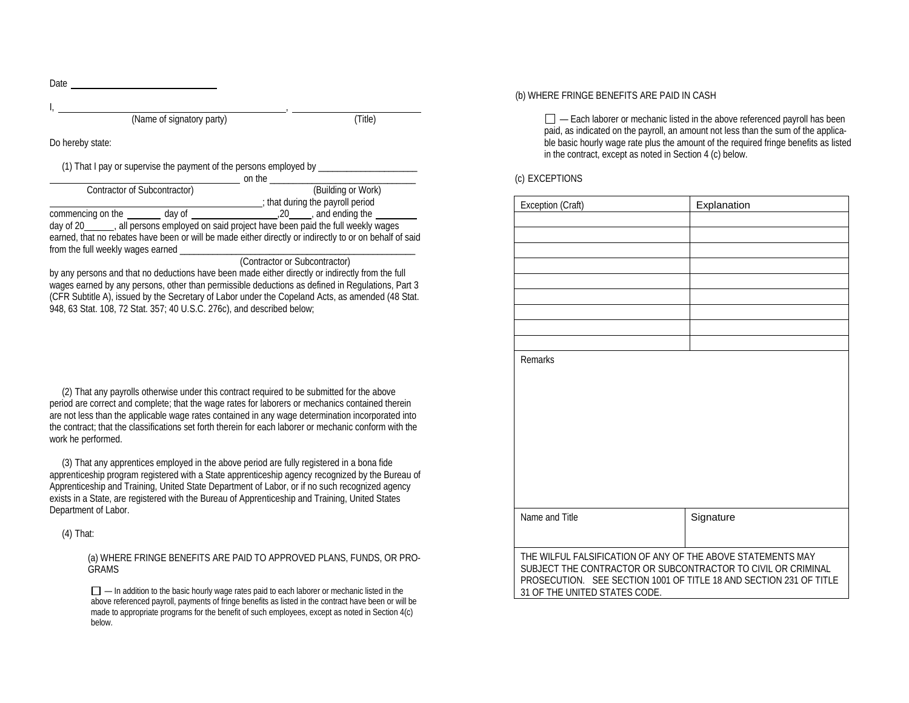Date ____________________________

I, ______________________________________________, __________________________
(Name of signatory party) (Title)

Do hereby state:

(1) That I pay or supervise the payment of the persons employed by _____________________ ______________________________________ on the ______________________________
Contractor of Subcontractor) (Building or Work)
__________________________________________; that during the payroll period commencing on the _______ day of __________________,20_____, and ending the _________ day of 20______, all persons employed on said project have been paid the full weekly wages earned, that no rebates have been or will be made either directly or indirectly to or on behalf of said from the full weekly wages earned ___________________________________________________
(Contractor or Subcontractor)
by any persons and that no deductions have been made either directly or indirectly from the full wages earned by any persons, other than permissible deductions as defined in Regulations, Part 3 (CFR Subtitle A), issued by the Secretary of Labor under the Copeland Acts, as amended (48 Stat. 948, 63 Stat. 108, 72 Stat. 357; 40 U.S.C. 276c), and described below;

(2) That any payrolls otherwise under this contract required to be submitted for the above period are correct and complete; that the wage rates for laborers or mechanics contained therein are not less than the applicable wage rates contained in any wage determination incorporated into the contract; that the classifications set forth therein for each laborer or mechanic conform with the work he performed.

(3) That any apprentices employed in the above period are fully registered in a bona fide apprenticeship program registered with a State apprenticeship agency recognized by the Bureau of Apprenticeship and Training, United State Department of Labor, or if no such recognized agency exists in a State, are registered with the Bureau of Apprenticeship and Training, United States Department of Labor.

(4) That:

(a) WHERE FRINGE BENEFITS ARE PAID TO APPROVED PLANS, FUNDS, OR PROGRAMS

☐ — In addition to the basic hourly wage rates paid to each laborer or mechanic listed in the above referenced payroll, payments of fringe benefits as listed in the contract have been or will be made to appropriate programs for the benefit of such employees, except as noted in Section 4(c) below.

(b) WHERE FRINGE BENEFITS ARE PAID IN CASH

☐ — Each laborer or mechanic listed in the above referenced payroll has been paid, as indicated on the payroll, an amount not less than the sum of the applicable basic hourly wage rate plus the amount of the required fringe benefits as listed in the contract, except as noted in Section 4 (c) below.

(c) EXCEPTIONS

| Exception (Craft) | Explanation |
|---|---|
| | |
| | |
| | |
| | |
| | |
| | |
| | |
| | |
| | |

Remarks

| Name and Title | Signature |
|---|---|
| | |

THE WILFUL FALSIFICATION OF ANY OF THE ABOVE STATEMENTS MAY SUBJECT THE CONTRACTOR OR SUBCONTRACTOR TO CIVIL OR CRIMINAL PROSECUTION. SEE SECTION 1001 OF TITLE 18 AND SECTION 231 OF TITLE 31 OF THE UNITED STATES CODE.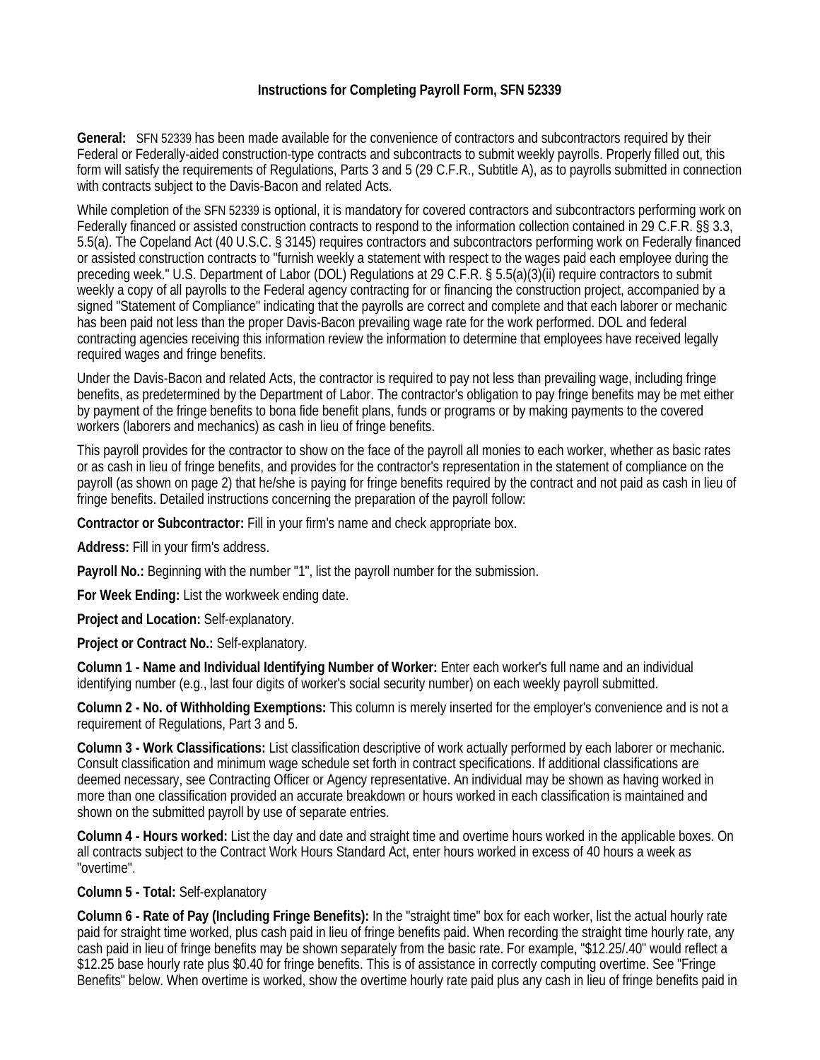### Instructions for Completing Payroll Form, SFN 52339

**General:** SFN 52339 has been made available for the convenience of contractors and subcontractors required by their Federal or Federally-aided construction-type contracts and subcontracts to submit weekly payrolls. Properly filled out, this form will satisfy the requirements of Regulations, Parts 3 and 5 (29 C.F.R., Subtitle A), as to payrolls submitted in connection with contracts subject to the Davis-Bacon and related Acts.

While completion of the SFN 52339 is optional, it is mandatory for covered contractors and subcontractors performing work on Federally financed or assisted construction contracts to respond to the information collection contained in 29 C.F.R. §§ 3.3, 5.5(a). The Copeland Act (40 U.S.C. § 3145) requires contractors and subcontractors performing work on Federally financed or assisted construction contracts to "furnish weekly a statement with respect to the wages paid each employee during the preceding week." U.S. Department of Labor (DOL) Regulations at 29 C.F.R. § 5.5(a)(3)(ii) require contractors to submit weekly a copy of all payrolls to the Federal agency contracting for or financing the construction project, accompanied by a signed "Statement of Compliance" indicating that the payrolls are correct and complete and that each laborer or mechanic has been paid not less than the proper Davis-Bacon prevailing wage rate for the work performed. DOL and federal contracting agencies receiving this information review the information to determine that employees have received legally required wages and fringe benefits.

Under the Davis-Bacon and related Acts, the contractor is required to pay not less than prevailing wage, including fringe benefits, as predetermined by the Department of Labor. The contractor's obligation to pay fringe benefits may be met either by payment of the fringe benefits to bona fide benefit plans, funds or programs or by making payments to the covered workers (laborers and mechanics) as cash in lieu of fringe benefits.

This payroll provides for the contractor to show on the face of the payroll all monies to each worker, whether as basic rates or as cash in lieu of fringe benefits, and provides for the contractor's representation in the statement of compliance on the payroll (as shown on page 2) that he/she is paying for fringe benefits required by the contract and not paid as cash in lieu of fringe benefits. Detailed instructions concerning the preparation of the payroll follow:

**Contractor or Subcontractor:** Fill in your firm's name and check appropriate box.

**Address:** Fill in your firm's address.

**Payroll No.:** Beginning with the number "1", list the payroll number for the submission.

**For Week Ending:** List the workweek ending date.

**Project and Location:** Self-explanatory.

**Project or Contract No.:** Self-explanatory.

**Column 1 - Name and Individual Identifying Number of Worker:** Enter each worker's full name and an individual identifying number (e.g., last four digits of worker's social security number) on each weekly payroll submitted.

**Column 2 - No. of Withholding Exemptions:** This column is merely inserted for the employer's convenience and is not a requirement of Regulations, Part 3 and 5.

**Column 3 - Work Classifications:** List classification descriptive of work actually performed by each laborer or mechanic. Consult classification and minimum wage schedule set forth in contract specifications. If additional classifications are deemed necessary, see Contracting Officer or Agency representative. An individual may be shown as having worked in more than one classification provided an accurate breakdown or hours worked in each classification is maintained and shown on the submitted payroll by use of separate entries.

**Column 4 - Hours worked:** List the day and date and straight time and overtime hours worked in the applicable boxes. On all contracts subject to the Contract Work Hours Standard Act, enter hours worked in excess of 40 hours a week as "overtime".

**Column 5 - Total:** Self-explanatory

**Column 6 - Rate of Pay (Including Fringe Benefits):** In the "straight time" box for each worker, list the actual hourly rate paid for straight time worked, plus cash paid in lieu of fringe benefits paid. When recording the straight time hourly rate, any cash paid in lieu of fringe benefits may be shown separately from the basic rate. For example, "$12.25/.40" would reflect a $12.25 base hourly rate plus $0.40 for fringe benefits. This is of assistance in correctly computing overtime. See "Fringe Benefits" below. When overtime is worked, show the overtime hourly rate paid plus any cash in lieu of fringe benefits paid in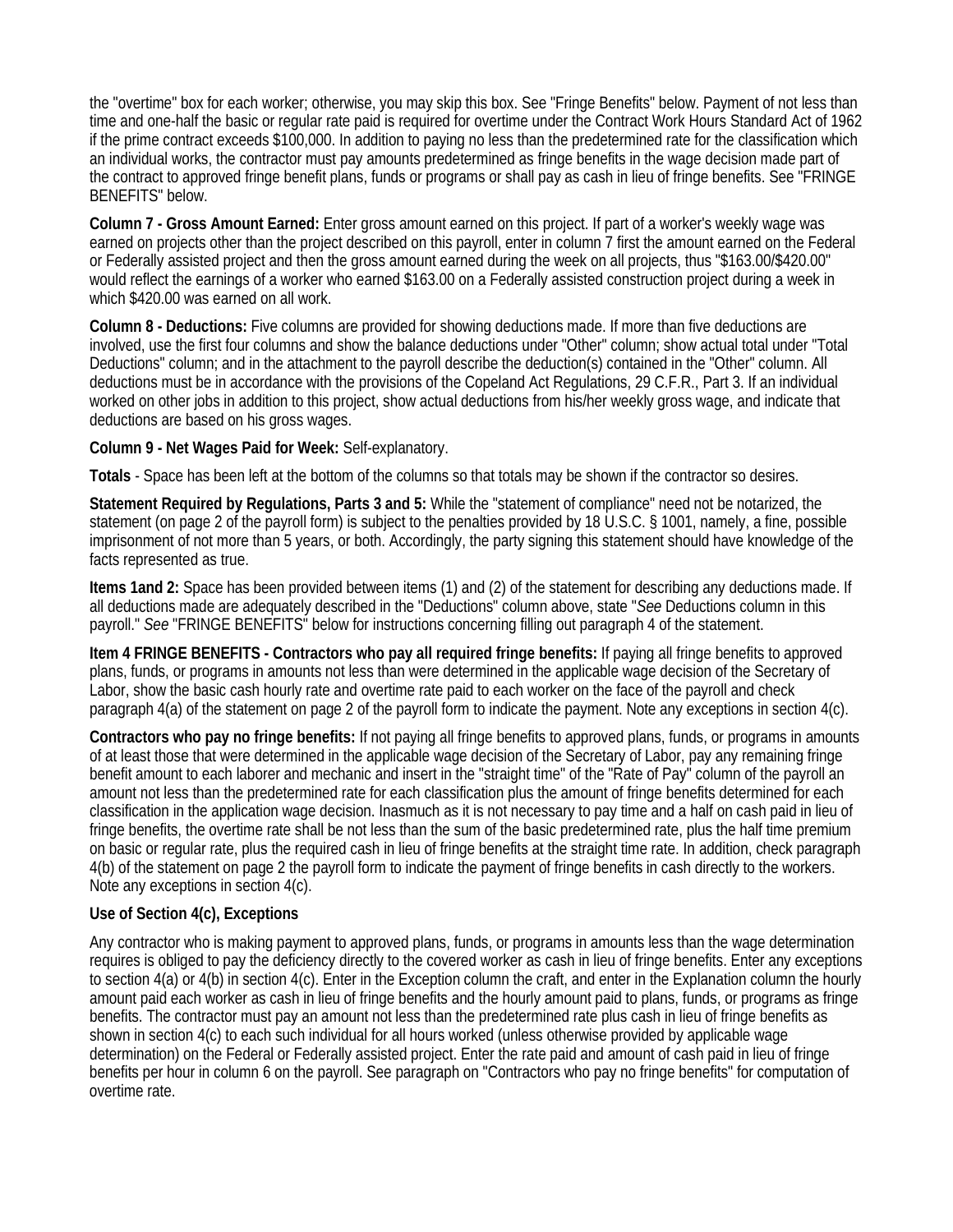the "overtime" box for each worker; otherwise, you may skip this box. See "Fringe Benefits" below. Payment of not less than time and one-half the basic or regular rate paid is required for overtime under the Contract Work Hours Standard Act of 1962 if the prime contract exceeds $100,000. In addition to paying no less than the predetermined rate for the classification which an individual works, the contractor must pay amounts predetermined as fringe benefits in the wage decision made part of the contract to approved fringe benefit plans, funds or programs or shall pay as cash in lieu of fringe benefits. See "FRINGE BENEFITS" below.

**Column 7 - Gross Amount Earned:** Enter gross amount earned on this project. If part of a worker's weekly wage was earned on projects other than the project described on this payroll, enter in column 7 first the amount earned on the Federal or Federally assisted project and then the gross amount earned during the week on all projects, thus "$163.00/$420.00" would reflect the earnings of a worker who earned $163.00 on a Federally assisted construction project during a week in which $420.00 was earned on all work.

**Column 8 - Deductions:** Five columns are provided for showing deductions made. If more than five deductions are involved, use the first four columns and show the balance deductions under "Other" column; show actual total under "Total Deductions" column; and in the attachment to the payroll describe the deduction(s) contained in the "Other" column. All deductions must be in accordance with the provisions of the Copeland Act Regulations, 29 C.F.R., Part 3. If an individual worked on other jobs in addition to this project, show actual deductions from his/her weekly gross wage, and indicate that deductions are based on his gross wages.

**Column 9 - Net Wages Paid for Week:** Self-explanatory.

**Totals** - Space has been left at the bottom of the columns so that totals may be shown if the contractor so desires.

**Statement Required by Regulations, Parts 3 and 5:** While the "statement of compliance" need not be notarized, the statement (on page 2 of the payroll form) is subject to the penalties provided by 18 U.S.C. § 1001, namely, a fine, possible imprisonment of not more than 5 years, or both. Accordingly, the party signing this statement should have knowledge of the facts represented as true.

**Items 1and 2:** Space has been provided between items (1) and (2) of the statement for describing any deductions made. If all deductions made are adequately described in the "Deductions" column above, state "*See* Deductions column in this payroll." *See* "FRINGE BENEFITS" below for instructions concerning filling out paragraph 4 of the statement.

**Item 4 FRINGE BENEFITS - Contractors who pay all required fringe benefits:** If paying all fringe benefits to approved plans, funds, or programs in amounts not less than were determined in the applicable wage decision of the Secretary of Labor, show the basic cash hourly rate and overtime rate paid to each worker on the face of the payroll and check paragraph 4(a) of the statement on page 2 of the payroll form to indicate the payment. Note any exceptions in section 4(c).

**Contractors who pay no fringe benefits:** If not paying all fringe benefits to approved plans, funds, or programs in amounts of at least those that were determined in the applicable wage decision of the Secretary of Labor, pay any remaining fringe benefit amount to each laborer and mechanic and insert in the "straight time" of the "Rate of Pay" column of the payroll an amount not less than the predetermined rate for each classification plus the amount of fringe benefits determined for each classification in the application wage decision. Inasmuch as it is not necessary to pay time and a half on cash paid in lieu of fringe benefits, the overtime rate shall be not less than the sum of the basic predetermined rate, plus the half time premium on basic or regular rate, plus the required cash in lieu of fringe benefits at the straight time rate. In addition, check paragraph 4(b) of the statement on page 2 the payroll form to indicate the payment of fringe benefits in cash directly to the workers. Note any exceptions in section 4(c).

**Use of Section 4(c), Exceptions**

Any contractor who is making payment to approved plans, funds, or programs in amounts less than the wage determination requires is obliged to pay the deficiency directly to the covered worker as cash in lieu of fringe benefits. Enter any exceptions to section 4(a) or 4(b) in section 4(c). Enter in the Exception column the craft, and enter in the Explanation column the hourly amount paid each worker as cash in lieu of fringe benefits and the hourly amount paid to plans, funds, or programs as fringe benefits. The contractor must pay an amount not less than the predetermined rate plus cash in lieu of fringe benefits as shown in section 4(c) to each such individual for all hours worked (unless otherwise provided by applicable wage determination) on the Federal or Federally assisted project. Enter the rate paid and amount of cash paid in lieu of fringe benefits per hour in column 6 on the payroll. See paragraph on "Contractors who pay no fringe benefits" for computation of overtime rate.